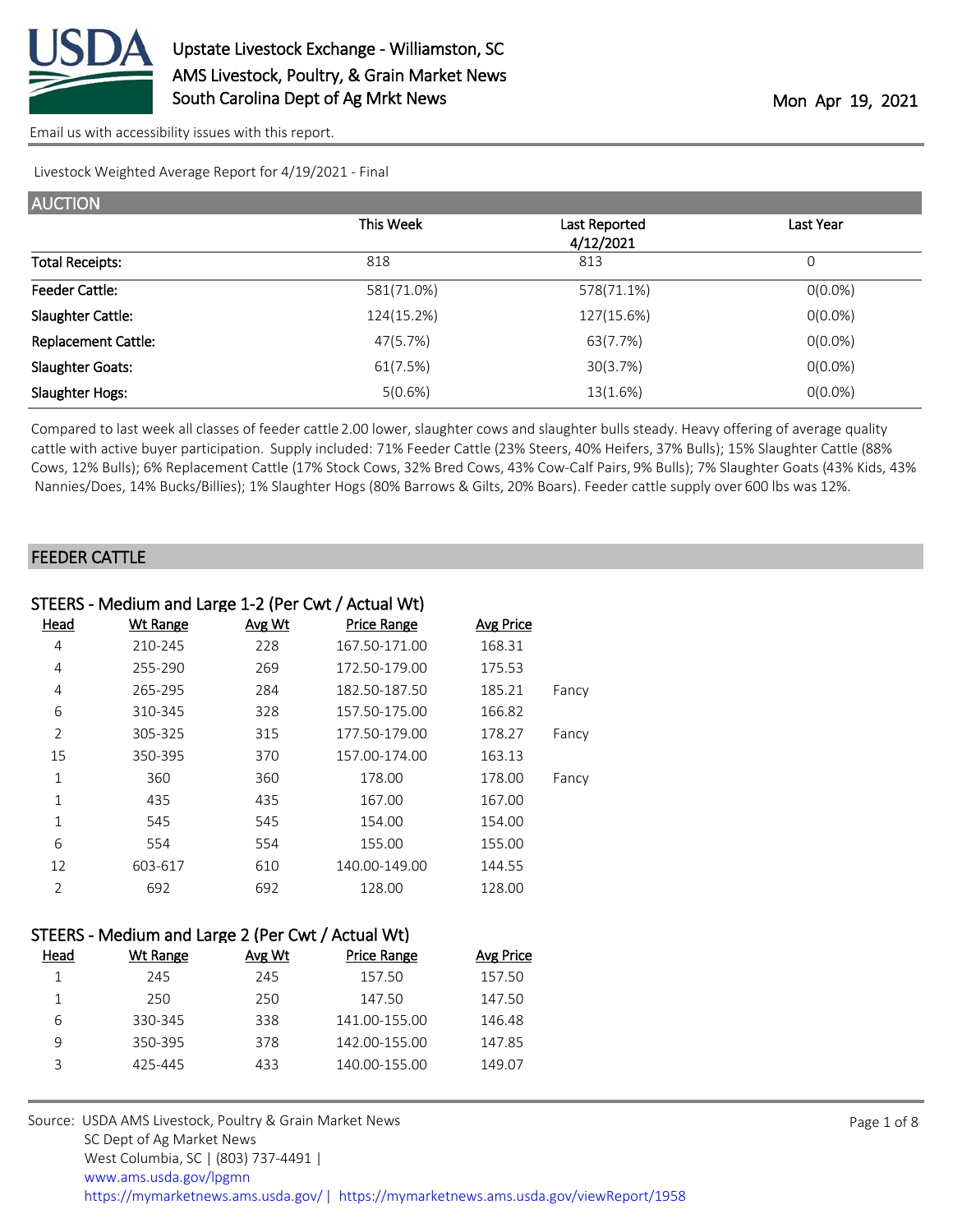# Upstate Livestock Exchange - Williamston, SC
## AMS Livestock, Poultry, & Grain Market News
## South Carolina Dept of Ag Mrkt News

Mon Apr 19, 2021

Email us with accessibility issues with this report.

Livestock Weighted Average Report for 4/19/2021 - Final

## AUCTION

| | This Week | Last Reported 4/12/2021 | Last Year |
|---|---|---|---|
| Total Receipts: | 818 | 813 | 0 |
| Feeder Cattle: | 581(71.0%) | 578(71.1%) | 0(0.0%) |
| Slaughter Cattle: | 124(15.2%) | 127(15.6%) | 0(0.0%) |
| Replacement Cattle: | 47(5.7%) | 63(7.7%) | 0(0.0%) |
| Slaughter Goats: | 61(7.5%) | 30(3.7%) | 0(0.0%) |
| Slaughter Hogs: | 5(0.6%) | 13(1.6%) | 0(0.0%) |

Compared to last week all classes of feeder cattle 2.00 lower, slaughter cows and slaughter bulls steady. Heavy offering of average quality cattle with active buyer participation. Supply included: 71% Feeder Cattle (23% Steers, 40% Heifers, 37% Bulls); 15% Slaughter Cattle (88% Cows, 12% Bulls); 6% Replacement Cattle (17% Stock Cows, 32% Bred Cows, 43% Cow-Calf Pairs, 9% Bulls); 7% Slaughter Goats (43% Kids, 43% Nannies/Does, 14% Bucks/Billies); 1% Slaughter Hogs (80% Barrows & Gilts, 20% Boars). Feeder cattle supply over 600 lbs was 12%.

## FEEDER CATTLE

### STEERS - Medium and Large 1-2 (Per Cwt / Actual Wt)

| Head | Wt Range | Avg Wt | Price Range | Avg Price | |
|---|---|---|---|---|---|
| 4 | 210-245 | 228 | 167.50-171.00 | 168.31 | |
| 4 | 255-290 | 269 | 172.50-179.00 | 175.53 | |
| 4 | 265-295 | 284 | 182.50-187.50 | 185.21 | Fancy |
| 6 | 310-345 | 328 | 157.50-175.00 | 166.82 | |
| 2 | 305-325 | 315 | 177.50-179.00 | 178.27 | Fancy |
| 15 | 350-395 | 370 | 157.00-174.00 | 163.13 | |
| 1 | 360 | 360 | 178.00 | 178.00 | Fancy |
| 1 | 435 | 435 | 167.00 | 167.00 | |
| 1 | 545 | 545 | 154.00 | 154.00 | |
| 6 | 554 | 554 | 155.00 | 155.00 | |
| 12 | 603-617 | 610 | 140.00-149.00 | 144.55 | |
| 2 | 692 | 692 | 128.00 | 128.00 | |

### STEERS - Medium and Large 2 (Per Cwt / Actual Wt)

| Head | Wt Range | Avg Wt | Price Range | Avg Price |
|---|---|---|---|---|
| 1 | 245 | 245 | 157.50 | 157.50 |
| 1 | 250 | 250 | 147.50 | 147.50 |
| 6 | 330-345 | 338 | 141.00-155.00 | 146.48 |
| 9 | 350-395 | 378 | 142.00-155.00 | 147.85 |
| 3 | 425-445 | 433 | 140.00-155.00 | 149.07 |

Source: USDA AMS Livestock, Poultry & Grain Market News
SC Dept of Ag Market News
West Columbia, SC | (803) 737-4491 |
www.ams.usda.gov/lpgmn
https://mymarketnews.ams.usda.gov/ | https://mymarketnews.ams.usda.gov/viewReport/1958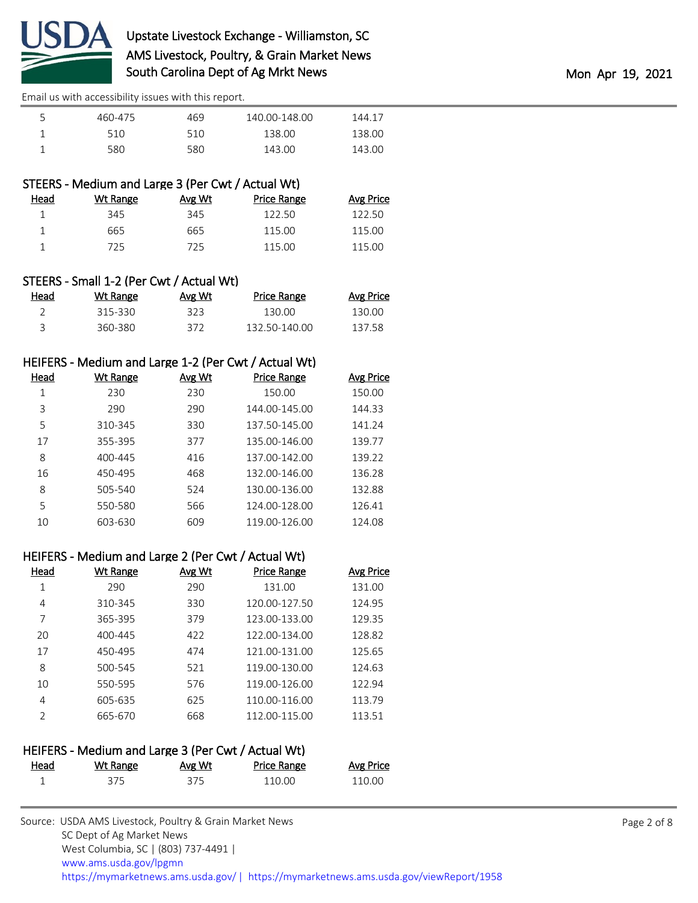| Head | Wt Range | Avg Wt | Price Range | Avg Price |
|---|---|---|---|---|
| 5 | 460-475 | 469 | 140.00-148.00 | 144.17 |
| 1 | 510 | 510 | 138.00 | 138.00 |
| 1 | 580 | 580 | 143.00 | 143.00 |

### STEERS - Medium and Large 3 (Per Cwt / Actual Wt)

| Head | Wt Range | Avg Wt | Price Range | Avg Price |
|---|---|---|---|---|
| 1 | 345 | 345 | 122.50 | 122.50 |
| 1 | 665 | 665 | 115.00 | 115.00 |
| 1 | 725 | 725 | 115.00 | 115.00 |

### STEERS - Small 1-2 (Per Cwt / Actual Wt)

| Head | Wt Range | Avg Wt | Price Range | Avg Price |
|---|---|---|---|---|
| 2 | 315-330 | 323 | 130.00 | 130.00 |
| 3 | 360-380 | 372 | 132.50-140.00 | 137.58 |

### HEIFERS - Medium and Large 1-2 (Per Cwt / Actual Wt)

| Head | Wt Range | Avg Wt | Price Range | Avg Price |
|---|---|---|---|---|
| 1 | 230 | 230 | 150.00 | 150.00 |
| 3 | 290 | 290 | 144.00-145.00 | 144.33 |
| 5 | 310-345 | 330 | 137.50-145.00 | 141.24 |
| 17 | 355-395 | 377 | 135.00-146.00 | 139.77 |
| 8 | 400-445 | 416 | 137.00-142.00 | 139.22 |
| 16 | 450-495 | 468 | 132.00-146.00 | 136.28 |
| 8 | 505-540 | 524 | 130.00-136.00 | 132.88 |
| 5 | 550-580 | 566 | 124.00-128.00 | 126.41 |
| 10 | 603-630 | 609 | 119.00-126.00 | 124.08 |

### HEIFERS - Medium and Large 2 (Per Cwt / Actual Wt)

| Head | Wt Range | Avg Wt | Price Range | Avg Price |
|---|---|---|---|---|
| 1 | 290 | 290 | 131.00 | 131.00 |
| 4 | 310-345 | 330 | 120.00-127.50 | 124.95 |
| 7 | 365-395 | 379 | 123.00-133.00 | 129.35 |
| 20 | 400-445 | 422 | 122.00-134.00 | 128.82 |
| 17 | 450-495 | 474 | 121.00-131.00 | 125.65 |
| 8 | 500-545 | 521 | 119.00-130.00 | 124.63 |
| 10 | 550-595 | 576 | 119.00-126.00 | 122.94 |
| 4 | 605-635 | 625 | 110.00-116.00 | 113.79 |
| 2 | 665-670 | 668 | 112.00-115.00 | 113.51 |

### HEIFERS - Medium and Large 3 (Per Cwt / Actual Wt)

| Head | Wt Range | Avg Wt | Price Range | Avg Price |
|---|---|---|---|---|
| 1 | 375 | 375 | 110.00 | 110.00 |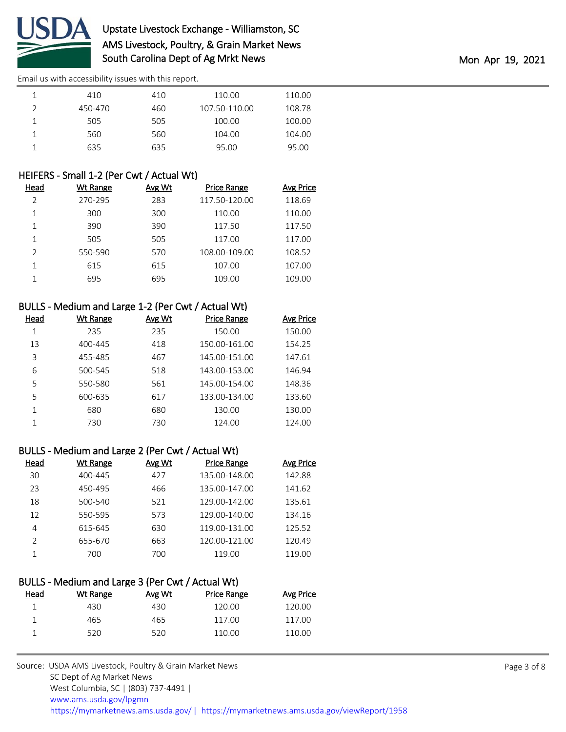Email us with accessibility issues with this report.

| Head | Wt Range | Avg Wt | Price Range | Avg Price |
|---|---|---|---|---|
| 1 | 410 | 410 | 110.00 | 110.00 |
| 2 | 450-470 | 460 | 107.50-110.00 | 108.78 |
| 1 | 505 | 505 | 100.00 | 100.00 |
| 1 | 560 | 560 | 104.00 | 104.00 |
| 1 | 635 | 635 | 95.00 | 95.00 |

## HEIFERS - Small 1-2 (Per Cwt / Actual Wt)

| Head | Wt Range | Avg Wt | Price Range | Avg Price |
|---|---|---|---|---|
| 2 | 270-295 | 283 | 117.50-120.00 | 118.69 |
| 1 | 300 | 300 | 110.00 | 110.00 |
| 1 | 390 | 390 | 117.50 | 117.50 |
| 1 | 505 | 505 | 117.00 | 117.00 |
| 2 | 550-590 | 570 | 108.00-109.00 | 108.52 |
| 1 | 615 | 615 | 107.00 | 107.00 |
| 1 | 695 | 695 | 109.00 | 109.00 |

## BULLS - Medium and Large 1-2 (Per Cwt / Actual Wt)

| Head | Wt Range | Avg Wt | Price Range | Avg Price |
|---|---|---|---|---|
| 1 | 235 | 235 | 150.00 | 150.00 |
| 13 | 400-445 | 418 | 150.00-161.00 | 154.25 |
| 3 | 455-485 | 467 | 145.00-151.00 | 147.61 |
| 6 | 500-545 | 518 | 143.00-153.00 | 146.94 |
| 5 | 550-580 | 561 | 145.00-154.00 | 148.36 |
| 5 | 600-635 | 617 | 133.00-134.00 | 133.60 |
| 1 | 680 | 680 | 130.00 | 130.00 |
| 1 | 730 | 730 | 124.00 | 124.00 |

## BULLS - Medium and Large 2 (Per Cwt / Actual Wt)

| Head | Wt Range | Avg Wt | Price Range | Avg Price |
|---|---|---|---|---|
| 30 | 400-445 | 427 | 135.00-148.00 | 142.88 |
| 23 | 450-495 | 466 | 135.00-147.00 | 141.62 |
| 18 | 500-540 | 521 | 129.00-142.00 | 135.61 |
| 12 | 550-595 | 573 | 129.00-140.00 | 134.16 |
| 4 | 615-645 | 630 | 119.00-131.00 | 125.52 |
| 2 | 655-670 | 663 | 120.00-121.00 | 120.49 |
| 1 | 700 | 700 | 119.00 | 119.00 |

## BULLS - Medium and Large 3 (Per Cwt / Actual Wt)

| Head | Wt Range | Avg Wt | Price Range | Avg Price |
|---|---|---|---|---|
| 1 | 430 | 430 | 120.00 | 120.00 |
| 1 | 465 | 465 | 117.00 | 117.00 |
| 1 | 520 | 520 | 110.00 | 110.00 |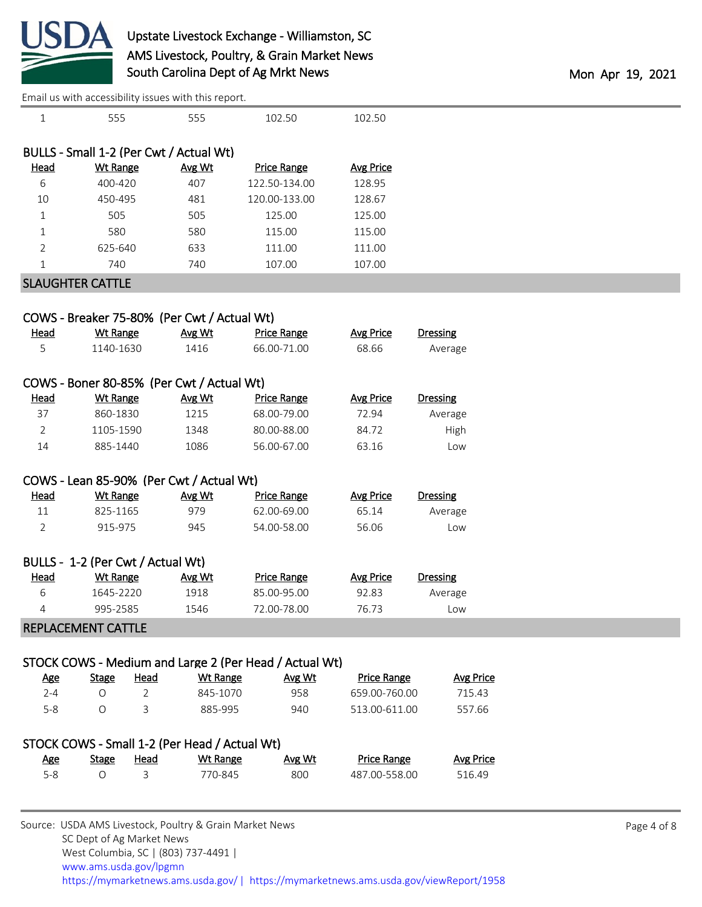| | | | | |
|---|---|---|---|---|
| 1 | 555 | 555 | 102.50 | 102.50 |

### BULLS - Small 1-2 (Per Cwt / Actual Wt)

| Head | Wt Range | Avg Wt | Price Range | Avg Price |
|---|---|---|---|---|
| 6 | 400-420 | 407 | 122.50-134.00 | 128.95 |
| 10 | 450-495 | 481 | 120.00-133.00 | 128.67 |
| 1 | 505 | 505 | 125.00 | 125.00 |
| 1 | 580 | 580 | 115.00 | 115.00 |
| 2 | 625-640 | 633 | 111.00 | 111.00 |
| 1 | 740 | 740 | 107.00 | 107.00 |

## SLAUGHTER CATTLE

### COWS - Breaker 75-80% (Per Cwt / Actual Wt)

| Head | Wt Range | Avg Wt | Price Range | Avg Price | Dressing |
|---|---|---|---|---|---|
| 5 | 1140-1630 | 1416 | 66.00-71.00 | 68.66 | Average |

### COWS - Boner 80-85% (Per Cwt / Actual Wt)

| Head | Wt Range | Avg Wt | Price Range | Avg Price | Dressing |
|---|---|---|---|---|---|
| 37 | 860-1830 | 1215 | 68.00-79.00 | 72.94 | Average |
| 2 | 1105-1590 | 1348 | 80.00-88.00 | 84.72 | High |
| 14 | 885-1440 | 1086 | 56.00-67.00 | 63.16 | Low |

### COWS - Lean 85-90% (Per Cwt / Actual Wt)

| Head | Wt Range | Avg Wt | Price Range | Avg Price | Dressing |
|---|---|---|---|---|---|
| 11 | 825-1165 | 979 | 62.00-69.00 | 65.14 | Average |
| 2 | 915-975 | 945 | 54.00-58.00 | 56.06 | Low |

### BULLS - 1-2 (Per Cwt / Actual Wt)

| Head | Wt Range | Avg Wt | Price Range | Avg Price | Dressing |
|---|---|---|---|---|---|
| 6 | 1645-2220 | 1918 | 85.00-95.00 | 92.83 | Average |
| 4 | 995-2585 | 1546 | 72.00-78.00 | 76.73 | Low |

## REPLACEMENT CATTLE

### STOCK COWS - Medium and Large 2 (Per Head / Actual Wt)

| Age | Stage | Head | Wt Range | Avg Wt | Price Range | Avg Price |
|---|---|---|---|---|---|---|
| 2-4 | O | 2 | 845-1070 | 958 | 659.00-760.00 | 715.43 |
| 5-8 | O | 3 | 885-995 | 940 | 513.00-611.00 | 557.66 |

### STOCK COWS - Small 1-2 (Per Head / Actual Wt)

| Age | Stage | Head | Wt Range | Avg Wt | Price Range | Avg Price |
|---|---|---|---|---|---|---|
| 5-8 | O | 3 | 770-845 | 800 | 487.00-558.00 | 516.49 |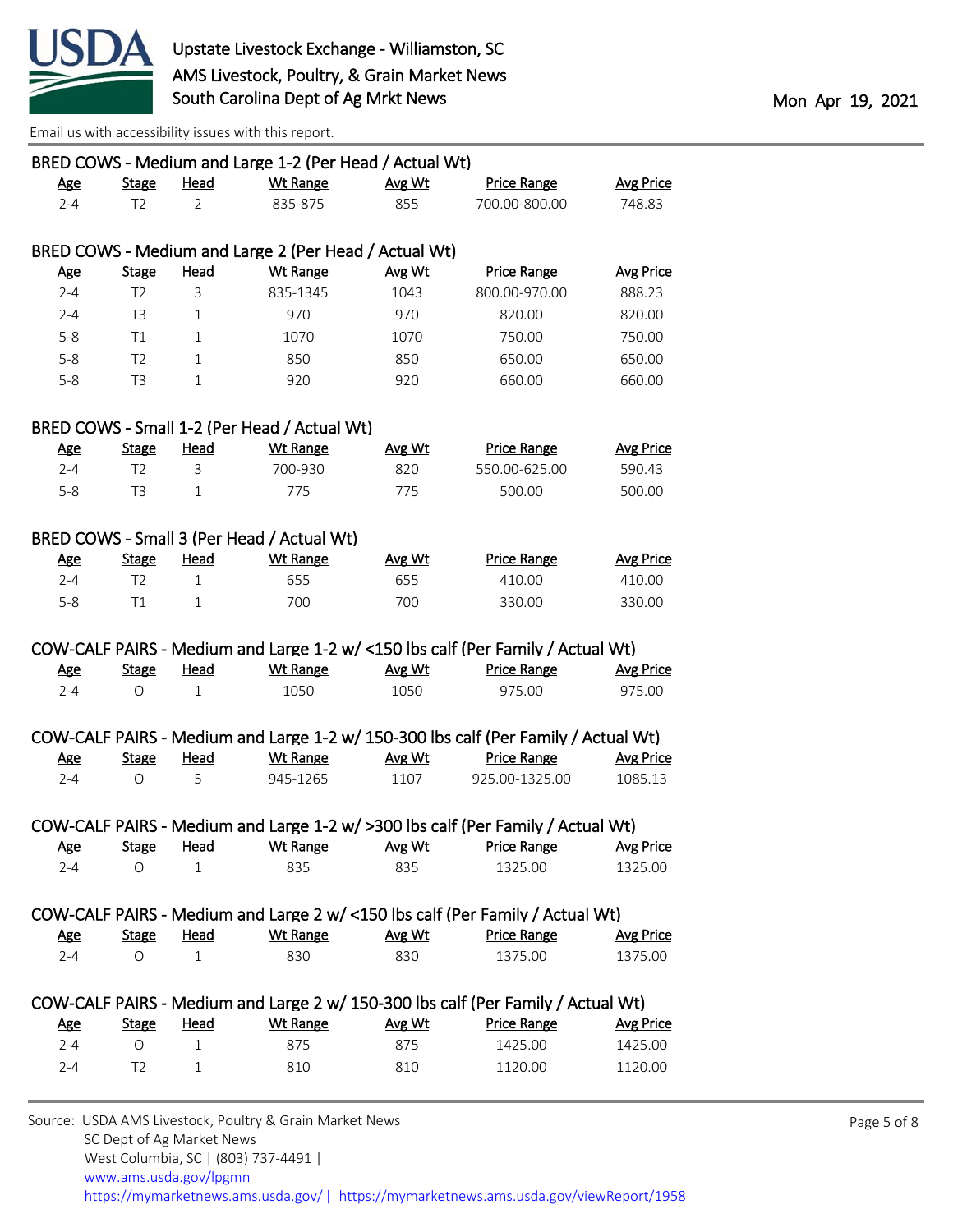## BRED COWS - Medium and Large 1-2 (Per Head / Actual Wt)

| Age | Stage | Head | Wt Range | Avg Wt | Price Range | Avg Price |
|---|---|---|---|---|---|---|
| 2-4 | T2 | 2 | 835-875 | 855 | 700.00-800.00 | 748.83 |

## BRED COWS - Medium and Large 2 (Per Head / Actual Wt)

| Age | Stage | Head | Wt Range | Avg Wt | Price Range | Avg Price |
|---|---|---|---|---|---|---|
| 2-4 | T2 | 3 | 835-1345 | 1043 | 800.00-970.00 | 888.23 |
| 2-4 | T3 | 1 | 970 | 970 | 820.00 | 820.00 |
| 5-8 | T1 | 1 | 1070 | 1070 | 750.00 | 750.00 |
| 5-8 | T2 | 1 | 850 | 850 | 650.00 | 650.00 |
| 5-8 | T3 | 1 | 920 | 920 | 660.00 | 660.00 |

## BRED COWS - Small 1-2 (Per Head / Actual Wt)

| Age | Stage | Head | Wt Range | Avg Wt | Price Range | Avg Price |
|---|---|---|---|---|---|---|
| 2-4 | T2 | 3 | 700-930 | 820 | 550.00-625.00 | 590.43 |
| 5-8 | T3 | 1 | 775 | 775 | 500.00 | 500.00 |

## BRED COWS - Small 3 (Per Head / Actual Wt)

| Age | Stage | Head | Wt Range | Avg Wt | Price Range | Avg Price |
|---|---|---|---|---|---|---|
| 2-4 | T2 | 1 | 655 | 655 | 410.00 | 410.00 |
| 5-8 | T1 | 1 | 700 | 700 | 330.00 | 330.00 |

## COW-CALF PAIRS - Medium and Large 1-2 w/ <150 lbs calf (Per Family / Actual Wt)

| Age | Stage | Head | Wt Range | Avg Wt | Price Range | Avg Price |
|---|---|---|---|---|---|---|
| 2-4 | O | 1 | 1050 | 1050 | 975.00 | 975.00 |

## COW-CALF PAIRS - Medium and Large 1-2 w/ 150-300 lbs calf (Per Family / Actual Wt)

| Age | Stage | Head | Wt Range | Avg Wt | Price Range | Avg Price |
|---|---|---|---|---|---|---|
| 2-4 | O | 5 | 945-1265 | 1107 | 925.00-1325.00 | 1085.13 |

## COW-CALF PAIRS - Medium and Large 1-2 w/ >300 lbs calf (Per Family / Actual Wt)

| Age | Stage | Head | Wt Range | Avg Wt | Price Range | Avg Price |
|---|---|---|---|---|---|---|
| 2-4 | O | 1 | 835 | 835 | 1325.00 | 1325.00 |

## COW-CALF PAIRS - Medium and Large 2 w/ <150 lbs calf (Per Family / Actual Wt)

| Age | Stage | Head | Wt Range | Avg Wt | Price Range | Avg Price |
|---|---|---|---|---|---|---|
| 2-4 | O | 1 | 830 | 830 | 1375.00 | 1375.00 |

## COW-CALF PAIRS - Medium and Large 2 w/ 150-300 lbs calf (Per Family / Actual Wt)

| Age | Stage | Head | Wt Range | Avg Wt | Price Range | Avg Price |
|---|---|---|---|---|---|---|
| 2-4 | O | 1 | 875 | 875 | 1425.00 | 1425.00 |
| 2-4 | T2 | 1 | 810 | 810 | 1120.00 | 1120.00 |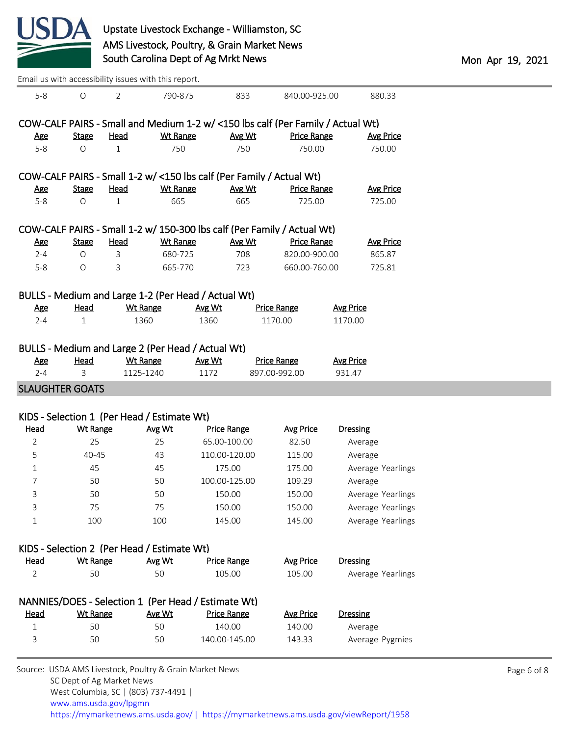Email us with accessibility issues with this report.

| Age | Stage | Head | Wt Range | Avg Wt | Price Range | Avg Price |
|---|---|---|---|---|---|---|
| 5-8 | O | 2 | 790-875 | 833 | 840.00-925.00 | 880.33 |

### COW-CALF PAIRS - Small and Medium 1-2 w/ <150 lbs calf (Per Family / Actual Wt)

| Age | Stage | Head | Wt Range | Avg Wt | Price Range | Avg Price |
|---|---|---|---|---|---|---|
| 5-8 | O | 1 | 750 | 750 | 750.00 | 750.00 |

### COW-CALF PAIRS - Small 1-2 w/ <150 lbs calf (Per Family / Actual Wt)

| Age | Stage | Head | Wt Range | Avg Wt | Price Range | Avg Price |
|---|---|---|---|---|---|---|
| 5-8 | O | 1 | 665 | 665 | 725.00 | 725.00 |

### COW-CALF PAIRS - Small 1-2 w/ 150-300 lbs calf (Per Family / Actual Wt)

| Age | Stage | Head | Wt Range | Avg Wt | Price Range | Avg Price |
|---|---|---|---|---|---|---|
| 2-4 | O | 3 | 680-725 | 708 | 820.00-900.00 | 865.87 |
| 5-8 | O | 3 | 665-770 | 723 | 660.00-760.00 | 725.81 |

### BULLS - Medium and Large 1-2 (Per Head / Actual Wt)

| Age | Head | Wt Range | Avg Wt | Price Range | Avg Price |
|---|---|---|---|---|---|
| 2-4 | 1 | 1360 | 1360 | 1170.00 | 1170.00 |

### BULLS - Medium and Large 2 (Per Head / Actual Wt)

| Age | Head | Wt Range | Avg Wt | Price Range | Avg Price |
|---|---|---|---|---|---|
| 2-4 | 3 | 1125-1240 | 1172 | 897.00-992.00 | 931.47 |

## SLAUGHTER GOATS

### KIDS - Selection 1 (Per Head / Estimate Wt)

| Head | Wt Range | Avg Wt | Price Range | Avg Price | Dressing |
|---|---|---|---|---|---|
| 2 | 25 | 25 | 65.00-100.00 | 82.50 | Average |
| 5 | 40-45 | 43 | 110.00-120.00 | 115.00 | Average |
| 1 | 45 | 45 | 175.00 | 175.00 | Average Yearlings |
| 7 | 50 | 50 | 100.00-125.00 | 109.29 | Average |
| 3 | 50 | 50 | 150.00 | 150.00 | Average Yearlings |
| 3 | 75 | 75 | 150.00 | 150.00 | Average Yearlings |
| 1 | 100 | 100 | 145.00 | 145.00 | Average Yearlings |

### KIDS - Selection 2 (Per Head / Estimate Wt)

| Head | Wt Range | Avg Wt | Price Range | Avg Price | Dressing |
|---|---|---|---|---|---|
| 2 | 50 | 50 | 105.00 | 105.00 | Average Yearlings |

### NANNIES/DOES - Selection 1 (Per Head / Estimate Wt)

| Head | Wt Range | Avg Wt | Price Range | Avg Price | Dressing |
|---|---|---|---|---|---|
| 1 | 50 | 50 | 140.00 | 140.00 | Average |
| 3 | 50 | 50 | 140.00-145.00 | 143.33 | Average Pygmies |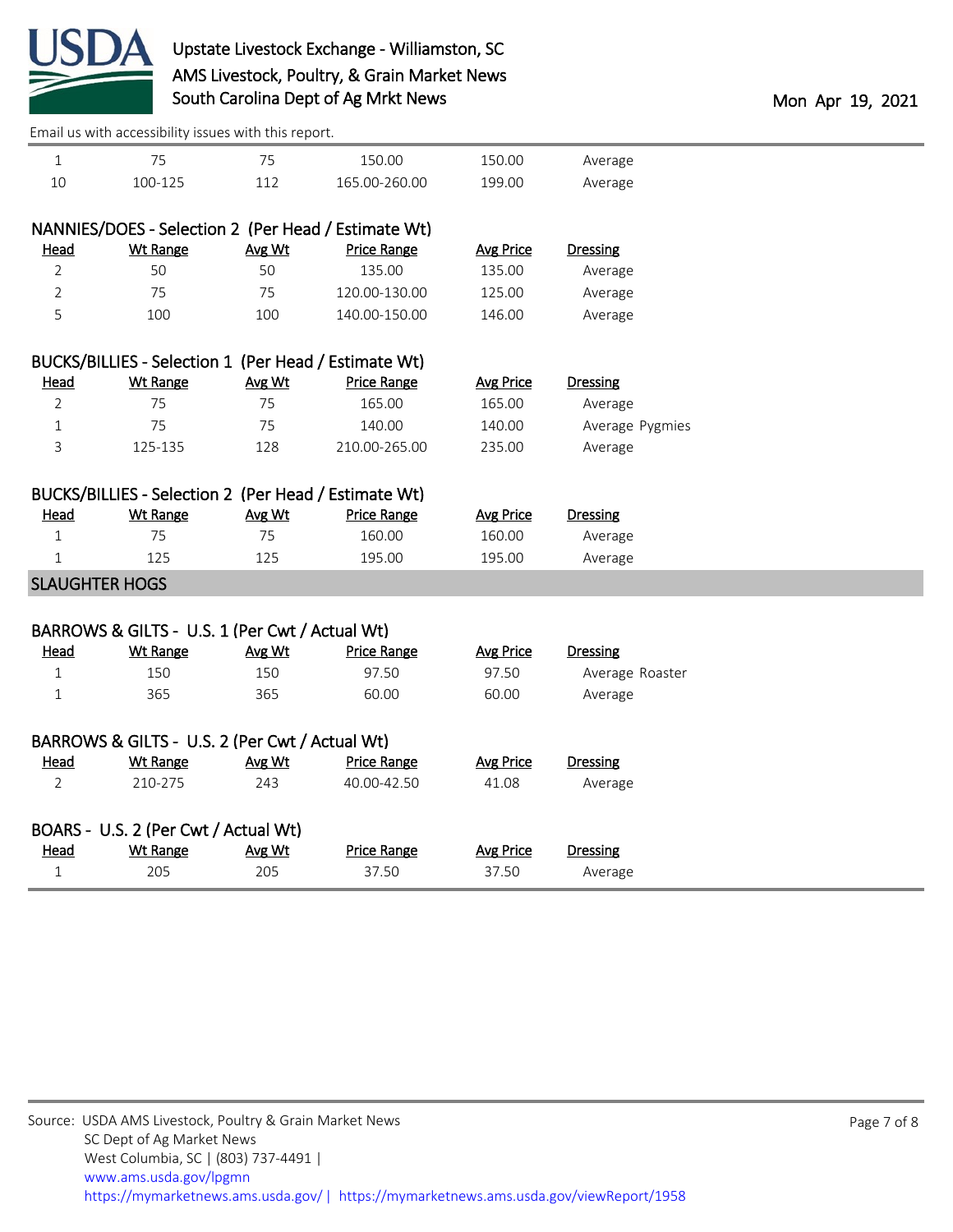| Head | Wt Range | Avg Wt | Price Range | Avg Price | Dressing |
|---|---|---|---|---|---|
| 1 | 75 | 75 | 150.00 | 150.00 | Average |
| 10 | 100-125 | 112 | 165.00-260.00 | 199.00 | Average |

### NANNIES/DOES - Selection 2 (Per Head / Estimate Wt)

| Head | Wt Range | Avg Wt | Price Range | Avg Price | Dressing |
|---|---|---|---|---|---|
| 2 | 50 | 50 | 135.00 | 135.00 | Average |
| 2 | 75 | 75 | 120.00-130.00 | 125.00 | Average |
| 5 | 100 | 100 | 140.00-150.00 | 146.00 | Average |

### BUCKS/BILLIES - Selection 1 (Per Head / Estimate Wt)

| Head | Wt Range | Avg Wt | Price Range | Avg Price | Dressing |
|---|---|---|---|---|---|
| 2 | 75 | 75 | 165.00 | 165.00 | Average |
| 1 | 75 | 75 | 140.00 | 140.00 | Average Pygmies |
| 3 | 125-135 | 128 | 210.00-265.00 | 235.00 | Average |

### BUCKS/BILLIES - Selection 2 (Per Head / Estimate Wt)

| Head | Wt Range | Avg Wt | Price Range | Avg Price | Dressing |
|---|---|---|---|---|---|
| 1 | 75 | 75 | 160.00 | 160.00 | Average |
| 1 | 125 | 125 | 195.00 | 195.00 | Average |

## SLAUGHTER HOGS

### BARROWS & GILTS - U.S. 1 (Per Cwt / Actual Wt)

| Head | Wt Range | Avg Wt | Price Range | Avg Price | Dressing |
|---|---|---|---|---|---|
| 1 | 150 | 150 | 97.50 | 97.50 | Average Roaster |
| 1 | 365 | 365 | 60.00 | 60.00 | Average |

### BARROWS & GILTS - U.S. 2 (Per Cwt / Actual Wt)

| Head | Wt Range | Avg Wt | Price Range | Avg Price | Dressing |
|---|---|---|---|---|---|
| 2 | 210-275 | 243 | 40.00-42.50 | 41.08 | Average |

### BOARS - U.S. 2 (Per Cwt / Actual Wt)

| Head | Wt Range | Avg Wt | Price Range | Avg Price | Dressing |
|---|---|---|---|---|---|
| 1 | 205 | 205 | 37.50 | 37.50 | Average |

Source: USDA AMS Livestock, Poultry & Grain Market News
SC Dept of Ag Market News
West Columbia, SC | (803) 737-4491 |
www.ams.usda.gov/lpgmn
https://mymarketnews.ams.usda.gov/ | https://mymarketnews.ams.usda.gov/viewReport/1958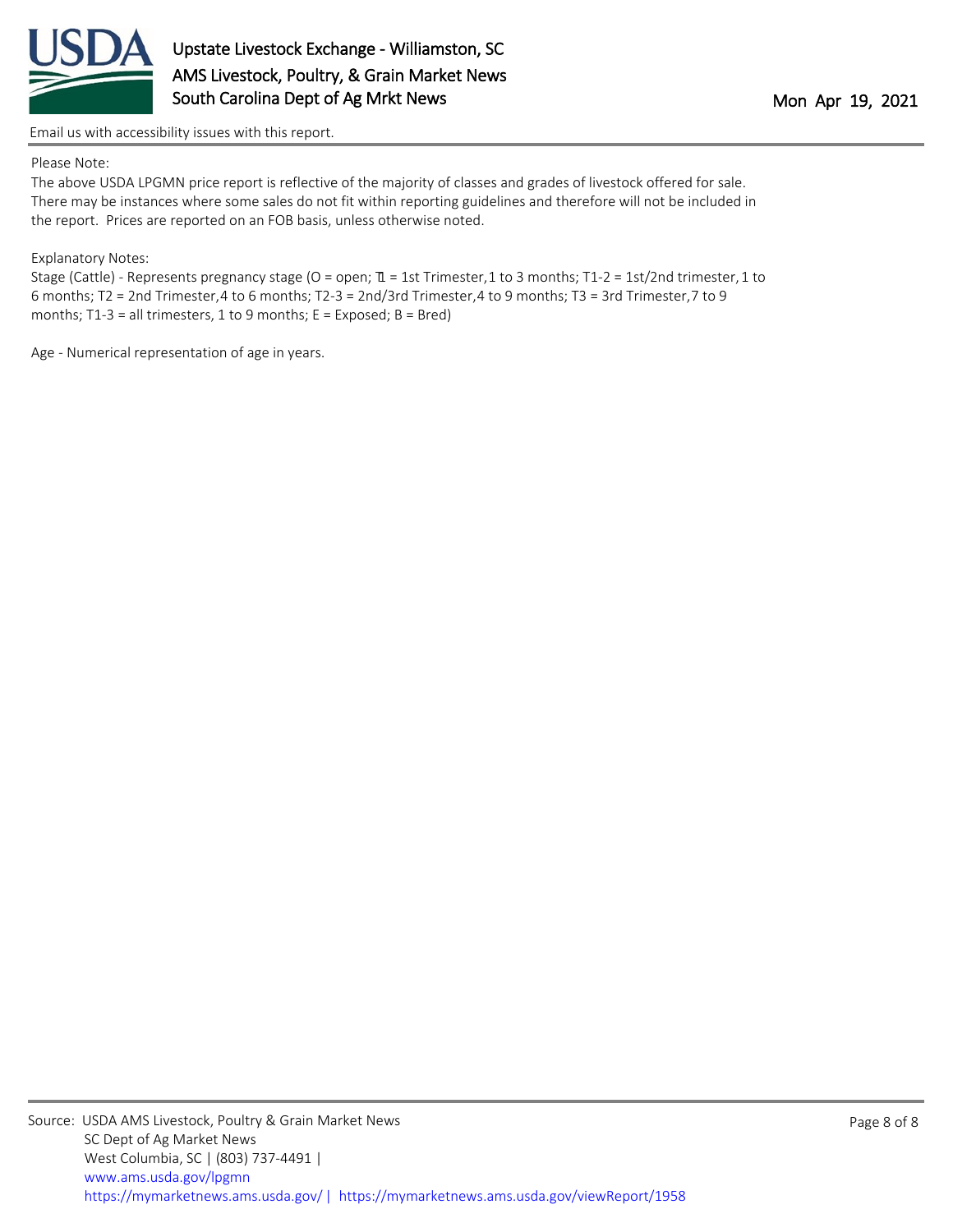Please Note:

The above USDA LPGMN price report is reflective of the majority of classes and grades of livestock offered for sale. There may be instances where some sales do not fit within reporting guidelines and therefore will not be included in the report. Prices are reported on an FOB basis, unless otherwise noted.

Explanatory Notes:

Stage (Cattle) - Represents pregnancy stage (O = open; T1 = 1st Trimester, 1 to 3 months; T1-2 = 1st/2nd trimester, 1 to 6 months; T2 = 2nd Trimester, 4 to 6 months; T2-3 = 2nd/3rd Trimester, 4 to 9 months; T3 = 3rd Trimester, 7 to 9 months; T1-3 = all trimesters, 1 to 9 months; E = Exposed; B = Bred)

Age - Numerical representation of age in years.

Source: USDA AMS Livestock, Poultry & Grain Market News
SC Dept of Ag Market News
West Columbia, SC | (803) 737-4491 |
www.ams.usda.gov/lpgmn
https://mymarketnews.ams.usda.gov/ | https://mymarketnews.ams.usda.gov/viewReport/1958